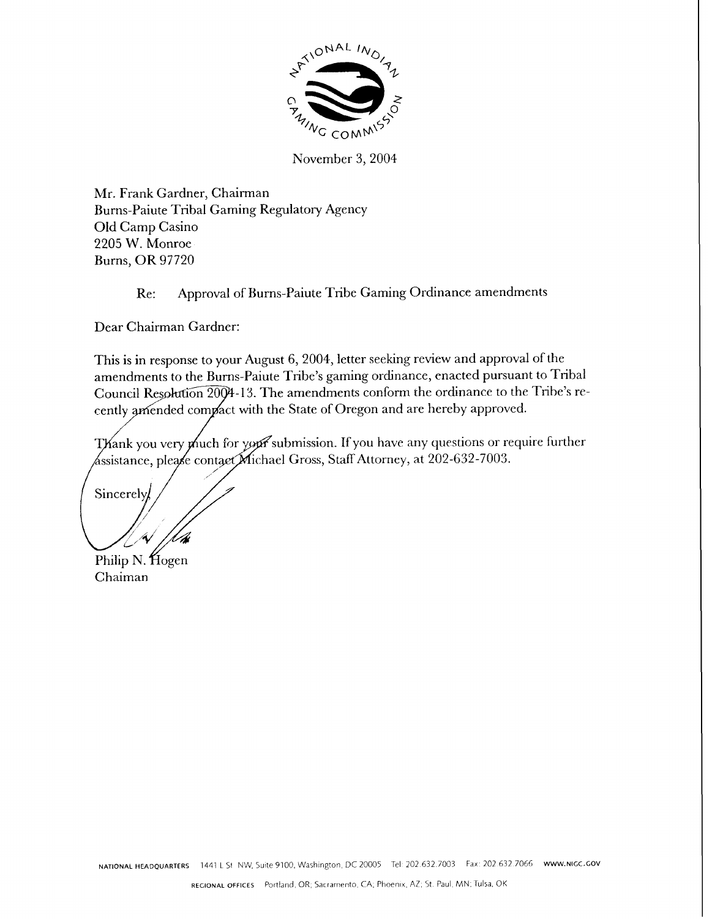NATIONAL INDIAN GAMING COMMISSION

November 3, 2004

Mr. Frank Gardner, Chairman
Burns-Paiute Tribal Gaming Regulatory Agency
Old Camp Casino
2205 W. Monroe
Burns, OR 97720

Re: Approval of Burns-Paiute Tribe Gaming Ordinance amendments

Dear Chairman Gardner:

This is in response to your August 6, 2004, letter seeking review and approval of the amendments to the Burns-Paiute Tribe's gaming ordinance, enacted pursuant to Tribal Council Resolution 2004-13. The amendments conform the ordinance to the Tribe's recently amended compact with the State of Oregon and are hereby approved.

Thank you very much for your submission. If you have any questions or require further assistance, please contact Michael Gross, Staff Attorney, at 202-632-7003.

Sincerely,

Philip N. Hogen
Chaiman

NATIONAL HEADQUARTERS 1441 L St NW, Suite 9100, Washington, DC 20005 Tel: 202.632.7003 Fax: 202.632.7066 WWW.NIGC.GOV

REGIONAL OFFICES Portland, OR; Sacramento, CA; Phoenix, AZ; St. Paul, MN; Tulsa, OK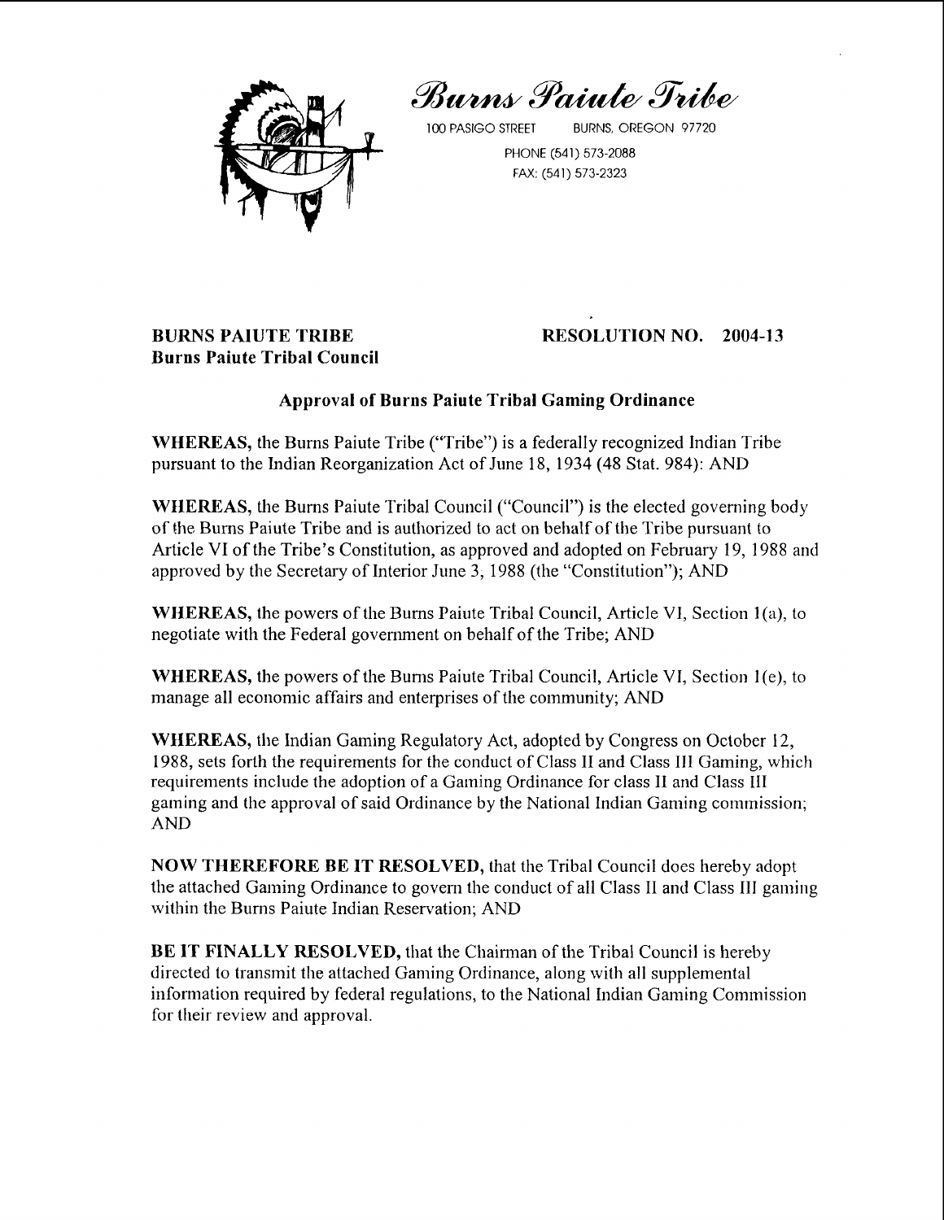*Burns Paiute Tribe*

100 PASIGO STREET BURNS, OREGON 97720

PHONE (541) 573-2088

FAX: (541) 573-2323

**BURNS PAIUTE TRIBE**
**Burns Paiute Tribal Council**

**RESOLUTION NO. 2004-13**

## Approval of Burns Paiute Tribal Gaming Ordinance

**WHEREAS,** the Burns Paiute Tribe ("Tribe") is a federally recognized Indian Tribe pursuant to the Indian Reorganization Act of June 18, 1934 (48 Stat. 984): AND

**WHEREAS,** the Burns Paiute Tribal Council ("Council") is the elected governing body of the Burns Paiute Tribe and is authorized to act on behalf of the Tribe pursuant to Article VI of the Tribe's Constitution, as approved and adopted on February 19, 1988 and approved by the Secretary of Interior June 3, 1988 (the "Constitution"); AND

**WHEREAS,** the powers of the Burns Paiute Tribal Council, Article VI, Section 1(a), to negotiate with the Federal government on behalf of the Tribe; AND

**WHEREAS,** the powers of the Burns Paiute Tribal Council, Article VI, Section 1(e), to manage all economic affairs and enterprises of the community; AND

**WHEREAS,** the Indian Gaming Regulatory Act, adopted by Congress on October 12, 1988, sets forth the requirements for the conduct of Class II and Class III Gaming, which requirements include the adoption of a Gaming Ordinance for class II and Class III gaming and the approval of said Ordinance by the National Indian Gaming commission; AND

**NOW THEREFORE BE IT RESOLVED,** that the Tribal Council does hereby adopt the attached Gaming Ordinance to govern the conduct of all Class II and Class III gaming within the Burns Paiute Indian Reservation; AND

**BE IT FINALLY RESOLVED,** that the Chairman of the Tribal Council is hereby directed to transmit the attached Gaming Ordinance, along with all supplemental information required by federal regulations, to the National Indian Gaming Commission for their review and approval.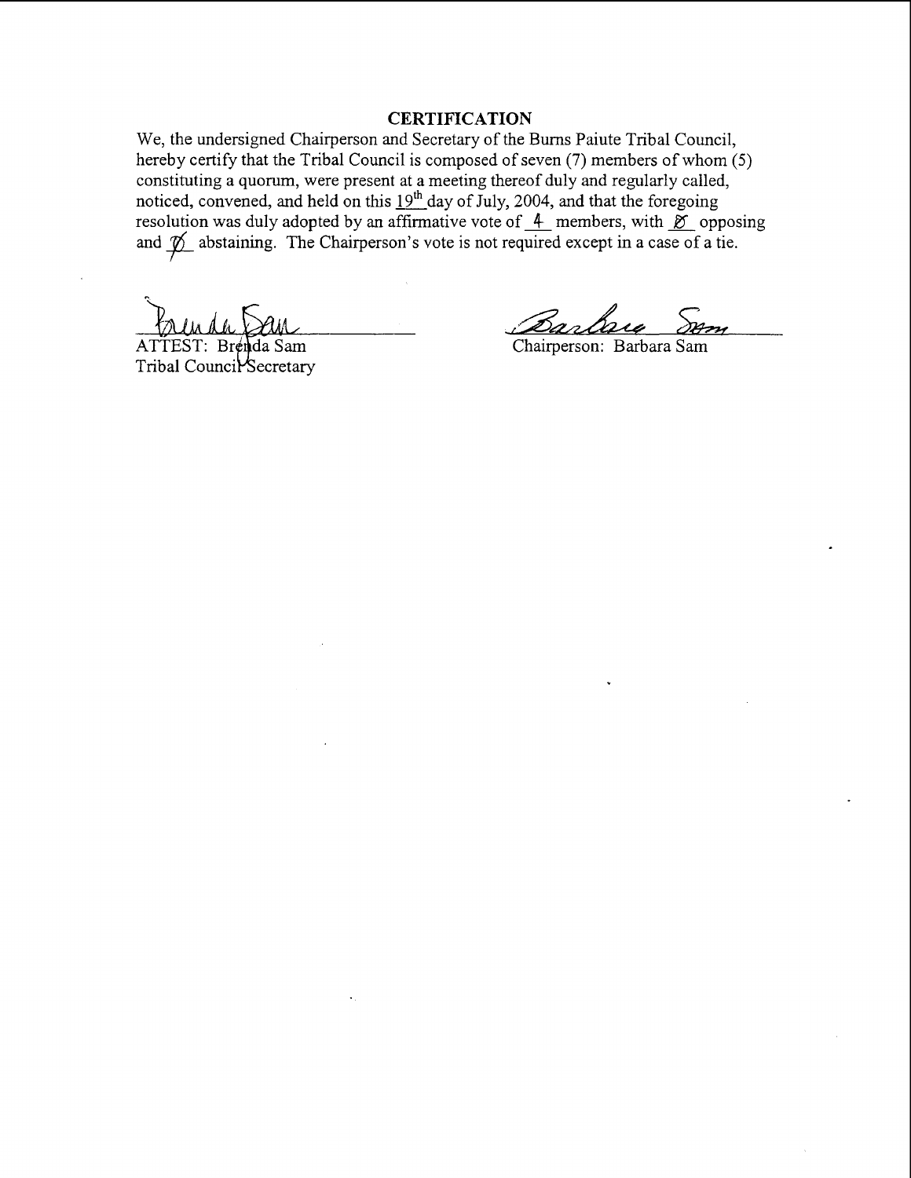## CERTIFICATION

We, the undersigned Chairperson and Secretary of the Burns Paiute Tribal Council, hereby certify that the Tribal Council is composed of seven (7) members of whom (5) constituting a quorum, were present at a meeting thereof duly and regularly called, noticed, convened, and held on this 19th day of July, 2004, and that the foregoing resolution was duly adopted by an affirmative vote of 4 members, with Ø opposing and Ø abstaining. The Chairperson's vote is not required except in a case of a tie.

Brenda Sam
ATTEST: Brenda Sam
Tribal Council Secretary

Barbara Sam
Chairperson: Barbara Sam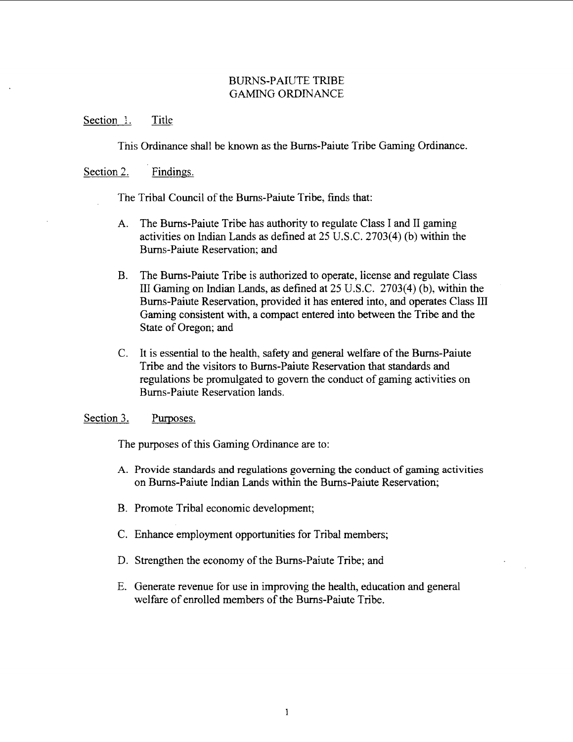# BURNS-PAIUTE TRIBE GAMING ORDINANCE

## Section 1. Title

This Ordinance shall be known as the Burns-Paiute Tribe Gaming Ordinance.

## Section 2. Findings.

The Tribal Council of the Burns-Paiute Tribe, finds that:

A. The Burns-Paiute Tribe has authority to regulate Class I and II gaming activities on Indian Lands as defined at 25 U.S.C. 2703(4) (b) within the Burns-Paiute Reservation; and

B. The Burns-Paiute Tribe is authorized to operate, license and regulate Class III Gaming on Indian Lands, as defined at 25 U.S.C. 2703(4) (b), within the Burns-Paiute Reservation, provided it has entered into, and operates Class III Gaming consistent with, a compact entered into between the Tribe and the State of Oregon; and

C. It is essential to the health, safety and general welfare of the Burns-Paiute Tribe and the visitors to Burns-Paiute Reservation that standards and regulations be promulgated to govern the conduct of gaming activities on Burns-Paiute Reservation lands.

## Section 3. Purposes.

The purposes of this Gaming Ordinance are to:

A. Provide standards and regulations governing the conduct of gaming activities on Burns-Paiute Indian Lands within the Burns-Paiute Reservation;

B. Promote Tribal economic development;

C. Enhance employment opportunities for Tribal members;

D. Strengthen the economy of the Burns-Paiute Tribe; and

E. Generate revenue for use in improving the health, education and general welfare of enrolled members of the Burns-Paiute Tribe.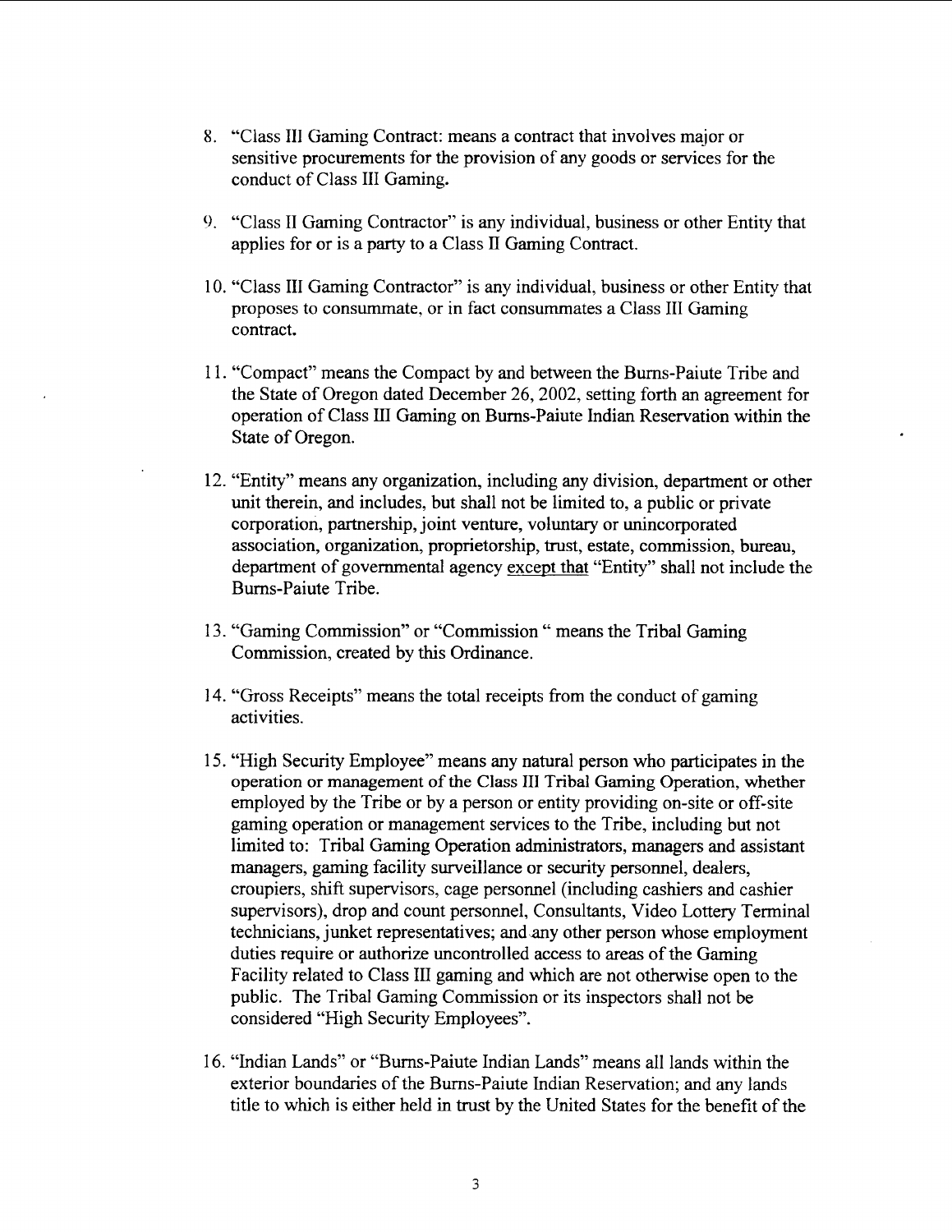8. "Class III Gaming Contract: means a contract that involves major or sensitive procurements for the provision of any goods or services for the conduct of Class III Gaming.

9. "Class II Gaming Contractor" is any individual, business or other Entity that applies for or is a party to a Class II Gaming Contract.

10. "Class III Gaming Contractor" is any individual, business or other Entity that proposes to consummate, or in fact consummates a Class III Gaming contract.

11. "Compact" means the Compact by and between the Burns-Paiute Tribe and the State of Oregon dated December 26, 2002, setting forth an agreement for operation of Class III Gaming on Burns-Paiute Indian Reservation within the State of Oregon.

12. "Entity" means any organization, including any division, department or other unit therein, and includes, but shall not be limited to, a public or private corporation, partnership, joint venture, voluntary or unincorporated association, organization, proprietorship, trust, estate, commission, bureau, department of governmental agency <u>except that</u> "Entity" shall not include the Burns-Paiute Tribe.

13. "Gaming Commission" or "Commission " means the Tribal Gaming Commission, created by this Ordinance.

14. "Gross Receipts" means the total receipts from the conduct of gaming activities.

15. "High Security Employee" means any natural person who participates in the operation or management of the Class III Tribal Gaming Operation, whether employed by the Tribe or by a person or entity providing on-site or off-site gaming operation or management services to the Tribe, including but not limited to: Tribal Gaming Operation administrators, managers and assistant managers, gaming facility surveillance or security personnel, dealers, croupiers, shift supervisors, cage personnel (including cashiers and cashier supervisors), drop and count personnel, Consultants, Video Lottery Terminal technicians, junket representatives; and any other person whose employment duties require or authorize uncontrolled access to areas of the Gaming Facility related to Class III gaming and which are not otherwise open to the public. The Tribal Gaming Commission or its inspectors shall not be considered "High Security Employees".

16. "Indian Lands" or "Burns-Paiute Indian Lands" means all lands within the exterior boundaries of the Burns-Paiute Indian Reservation; and any lands title to which is either held in trust by the United States for the benefit of the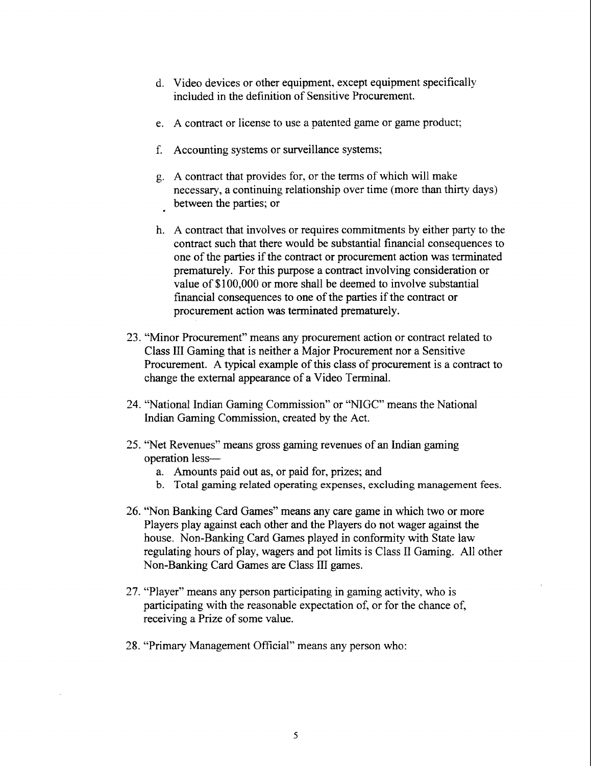d. Video devices or other equipment, except equipment specifically included in the definition of Sensitive Procurement.

e. A contract or license to use a patented game or game product;

f. Accounting systems or surveillance systems;

g. A contract that provides for, or the terms of which will make necessary, a continuing relationship over time (more than thirty days) between the parties; or

h. A contract that involves or requires commitments by either party to the contract such that there would be substantial financial consequences to one of the parties if the contract or procurement action was terminated prematurely. For this purpose a contract involving consideration or value of $100,000 or more shall be deemed to involve substantial financial consequences to one of the parties if the contract or procurement action was terminated prematurely.

23. "Minor Procurement" means any procurement action or contract related to Class III Gaming that is neither a Major Procurement nor a Sensitive Procurement. A typical example of this class of procurement is a contract to change the external appearance of a Video Terminal.

24. "National Indian Gaming Commission" or "NIGC" means the National Indian Gaming Commission, created by the Act.

25. "Net Revenues" means gross gaming revenues of an Indian gaming operation less—
    a. Amounts paid out as, or paid for, prizes; and
    b. Total gaming related operating expenses, excluding management fees.

26. "Non Banking Card Games" means any care game in which two or more Players play against each other and the Players do not wager against the house. Non-Banking Card Games played in conformity with State law regulating hours of play, wagers and pot limits is Class II Gaming. All other Non-Banking Card Games are Class III games.

27. "Player" means any person participating in gaming activity, who is participating with the reasonable expectation of, or for the chance of, receiving a Prize of some value.

28. "Primary Management Official" means any person who: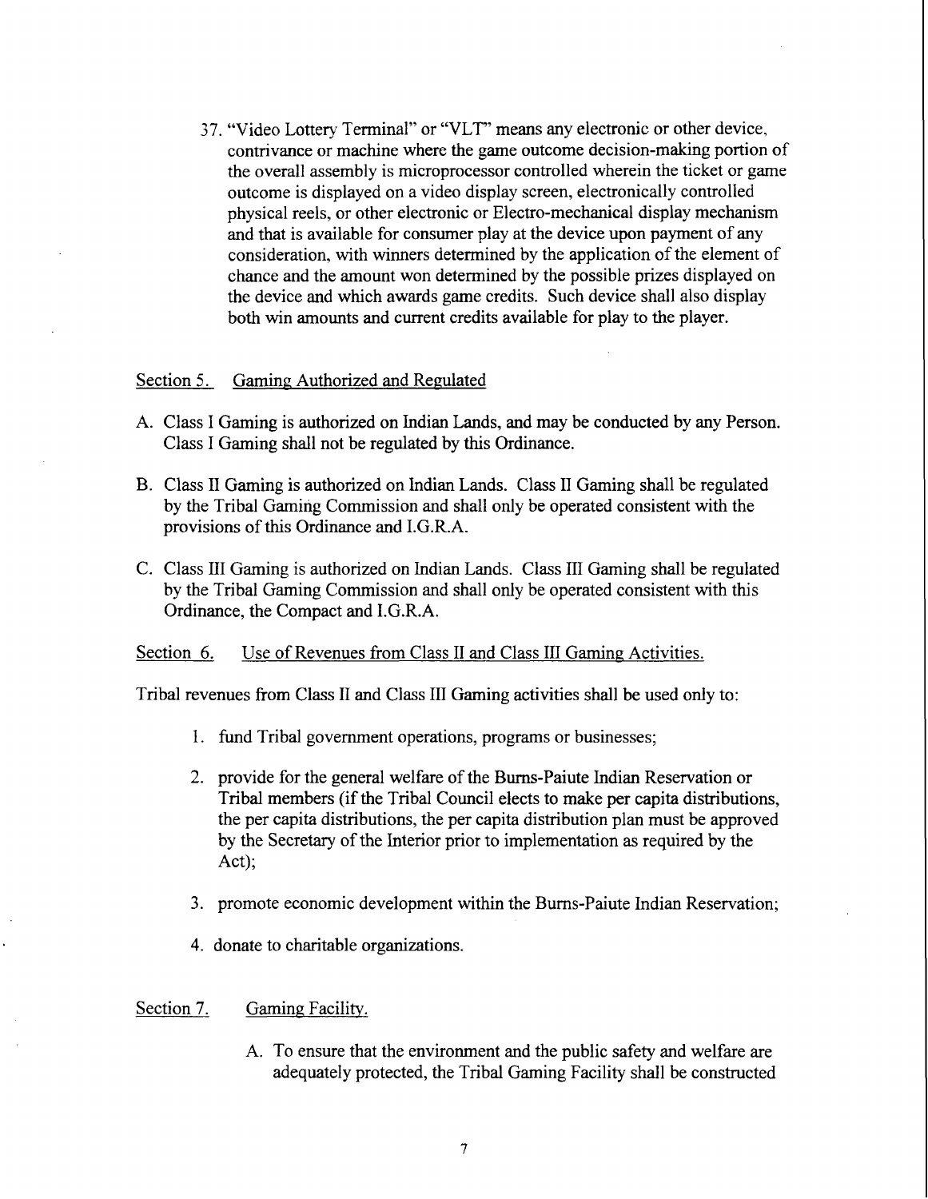37. "Video Lottery Terminal" or "VLT" means any electronic or other device, contrivance or machine where the game outcome decision-making portion of the overall assembly is microprocessor controlled wherein the ticket or game outcome is displayed on a video display screen, electronically controlled physical reels, or other electronic or Electro-mechanical display mechanism and that is available for consumer play at the device upon payment of any consideration, with winners determined by the application of the element of chance and the amount won determined by the possible prizes displayed on the device and which awards game credits. Such device shall also display both win amounts and current credits available for play to the player.

Section 5. Gaming Authorized and Regulated

A. Class I Gaming is authorized on Indian Lands, and may be conducted by any Person. Class I Gaming shall not be regulated by this Ordinance.

B. Class II Gaming is authorized on Indian Lands. Class II Gaming shall be regulated by the Tribal Gaming Commission and shall only be operated consistent with the provisions of this Ordinance and I.G.R.A.

C. Class III Gaming is authorized on Indian Lands. Class III Gaming shall be regulated by the Tribal Gaming Commission and shall only be operated consistent with this Ordinance, the Compact and I.G.R.A.

Section 6. Use of Revenues from Class II and Class III Gaming Activities.

Tribal revenues from Class II and Class III Gaming activities shall be used only to:

1. fund Tribal government operations, programs or businesses;

2. provide for the general welfare of the Burns-Paiute Indian Reservation or Tribal members (if the Tribal Council elects to make per capita distributions, the per capita distributions, the per capita distribution plan must be approved by the Secretary of the Interior prior to implementation as required by the Act);

3. promote economic development within the Burns-Paiute Indian Reservation;

4. donate to charitable organizations.

Section 7. Gaming Facility.

A. To ensure that the environment and the public safety and welfare are adequately protected, the Tribal Gaming Facility shall be constructed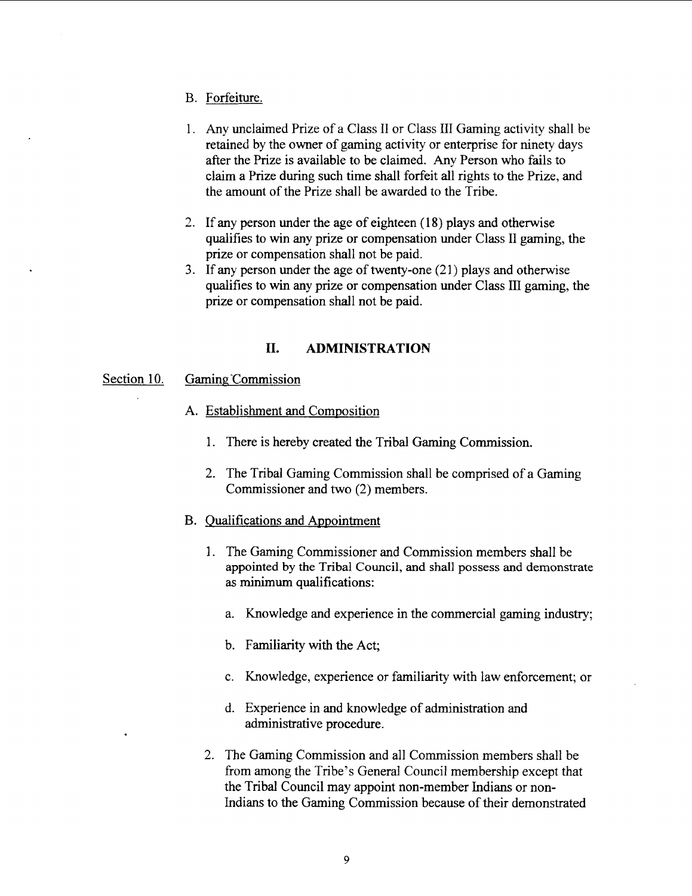B. Forfeiture.

1. Any unclaimed Prize of a Class II or Class III Gaming activity shall be retained by the owner of gaming activity or enterprise for ninety days after the Prize is available to be claimed. Any Person who fails to claim a Prize during such time shall forfeit all rights to the Prize, and the amount of the Prize shall be awarded to the Tribe.

2. If any person under the age of eighteen (18) plays and otherwise qualifies to win any prize or compensation under Class II gaming, the prize or compensation shall not be paid.
3. If any person under the age of twenty-one (21) plays and otherwise qualifies to win any prize or compensation under Class III gaming, the prize or compensation shall not be paid.

## II. ADMINISTRATION

Section 10. Gaming Commission

A. Establishment and Composition

1. There is hereby created the Tribal Gaming Commission.

2. The Tribal Gaming Commission shall be comprised of a Gaming Commissioner and two (2) members.

B. Qualifications and Appointment

1. The Gaming Commissioner and Commission members shall be appointed by the Tribal Council, and shall possess and demonstrate as minimum qualifications:

   a. Knowledge and experience in the commercial gaming industry;

   b. Familiarity with the Act;

   c. Knowledge, experience or familiarity with law enforcement; or

   d. Experience in and knowledge of administration and administrative procedure.

2. The Gaming Commission and all Commission members shall be from among the Tribe's General Council membership except that the Tribal Council may appoint non-member Indians or non-Indians to the Gaming Commission because of their demonstrated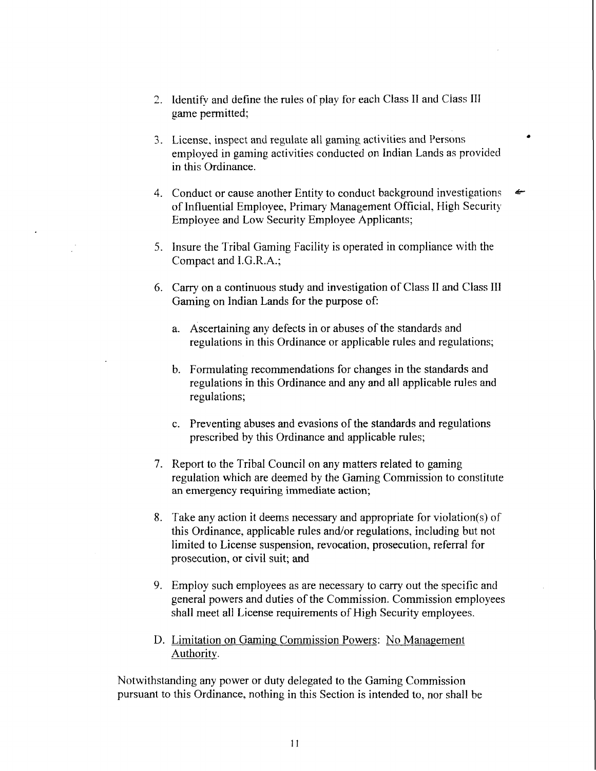2. Identify and define the rules of play for each Class II and Class III game permitted;

3. License, inspect and regulate all gaming activities and Persons employed in gaming activities conducted on Indian Lands as provided in this Ordinance.

4. Conduct or cause another Entity to conduct background investigations of Influential Employee, Primary Management Official, High Security Employee and Low Security Employee Applicants;

5. Insure the Tribal Gaming Facility is operated in compliance with the Compact and I.G.R.A.;

6. Carry on a continuous study and investigation of Class II and Class III Gaming on Indian Lands for the purpose of:

   a. Ascertaining any defects in or abuses of the standards and regulations in this Ordinance or applicable rules and regulations;

   b. Formulating recommendations for changes in the standards and regulations in this Ordinance and any and all applicable rules and regulations;

   c. Preventing abuses and evasions of the standards and regulations prescribed by this Ordinance and applicable rules;

7. Report to the Tribal Council on any matters related to gaming regulation which are deemed by the Gaming Commission to constitute an emergency requiring immediate action;

8. Take any action it deems necessary and appropriate for violation(s) of this Ordinance, applicable rules and/or regulations, including but not limited to License suspension, revocation, prosecution, referral for prosecution, or civil suit; and

9. Employ such employees as are necessary to carry out the specific and general powers and duties of the Commission. Commission employees shall meet all License requirements of High Security employees.

D. <u>Limitation on Gaming Commission Powers</u>: <u>No Management Authority</u>.

Notwithstanding any power or duty delegated to the Gaming Commission pursuant to this Ordinance, nothing in this Section is intended to, nor shall be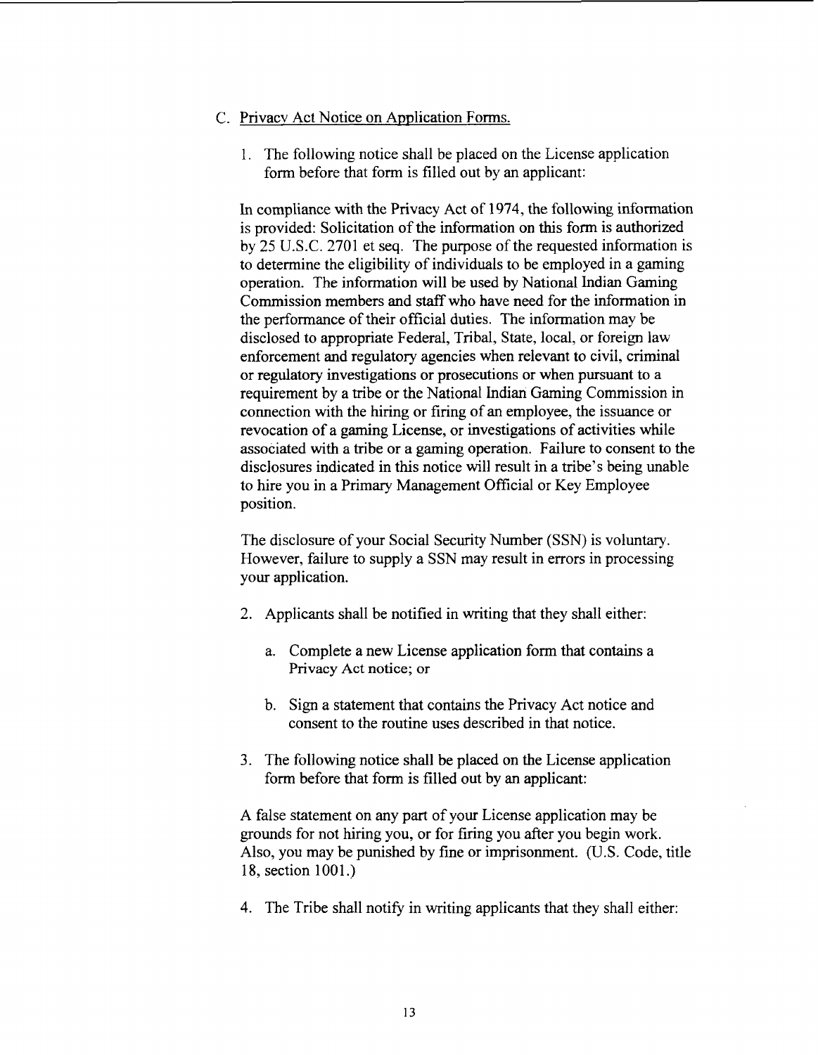C. Privacy Act Notice on Application Forms.

1. The following notice shall be placed on the License application form before that form is filled out by an applicant:

In compliance with the Privacy Act of 1974, the following information is provided: Solicitation of the information on this form is authorized by 25 U.S.C. 2701 et seq. The purpose of the requested information is to determine the eligibility of individuals to be employed in a gaming operation. The information will be used by National Indian Gaming Commission members and staff who have need for the information in the performance of their official duties. The information may be disclosed to appropriate Federal, Tribal, State, local, or foreign law enforcement and regulatory agencies when relevant to civil, criminal or regulatory investigations or prosecutions or when pursuant to a requirement by a tribe or the National Indian Gaming Commission in connection with the hiring or firing of an employee, the issuance or revocation of a gaming License, or investigations of activities while associated with a tribe or a gaming operation. Failure to consent to the disclosures indicated in this notice will result in a tribe's being unable to hire you in a Primary Management Official or Key Employee position.

The disclosure of your Social Security Number (SSN) is voluntary. However, failure to supply a SSN may result in errors in processing your application.

2. Applicants shall be notified in writing that they shall either:

   a. Complete a new License application form that contains a Privacy Act notice; or

   b. Sign a statement that contains the Privacy Act notice and consent to the routine uses described in that notice.

3. The following notice shall be placed on the License application form before that form is filled out by an applicant:

A false statement on any part of your License application may be grounds for not hiring you, or for firing you after you begin work. Also, you may be punished by fine or imprisonment. (U.S. Code, title 18, section 1001.)

4. The Tribe shall notify in writing applicants that they shall either: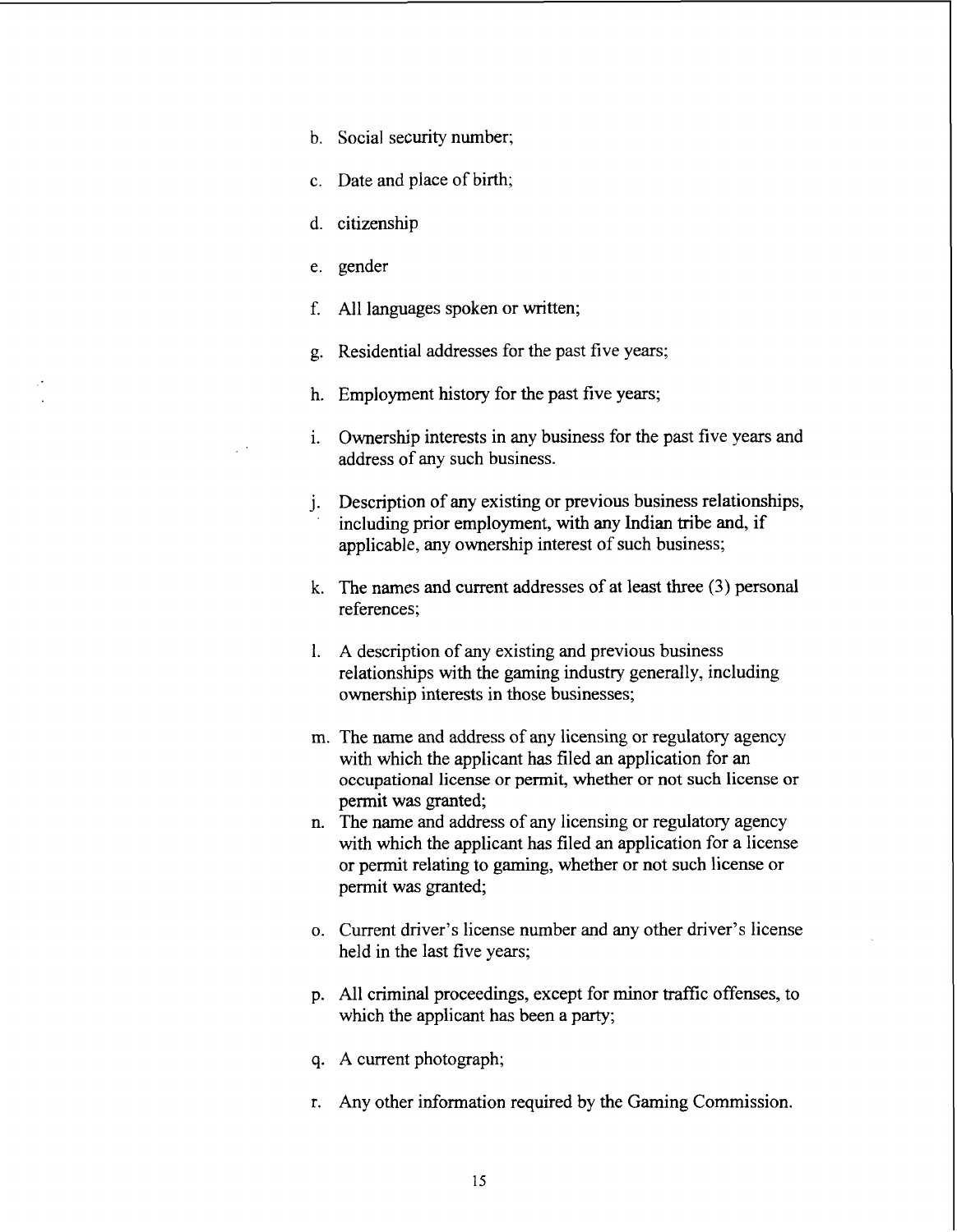b. Social security number;

c. Date and place of birth;

d. citizenship

e. gender

f. All languages spoken or written;

g. Residential addresses for the past five years;

h. Employment history for the past five years;

i. Ownership interests in any business for the past five years and address of any such business.

j. Description of any existing or previous business relationships, including prior employment, with any Indian tribe and, if applicable, any ownership interest of such business;

k. The names and current addresses of at least three (3) personal references;

l. A description of any existing and previous business relationships with the gaming industry generally, including ownership interests in those businesses;

m. The name and address of any licensing or regulatory agency with which the applicant has filed an application for an occupational license or permit, whether or not such license or permit was granted;

n. The name and address of any licensing or regulatory agency with which the applicant has filed an application for a license or permit relating to gaming, whether or not such license or permit was granted;

o. Current driver's license number and any other driver's license held in the last five years;

p. All criminal proceedings, except for minor traffic offenses, to which the applicant has been a party;

q. A current photograph;

r. Any other information required by the Gaming Commission.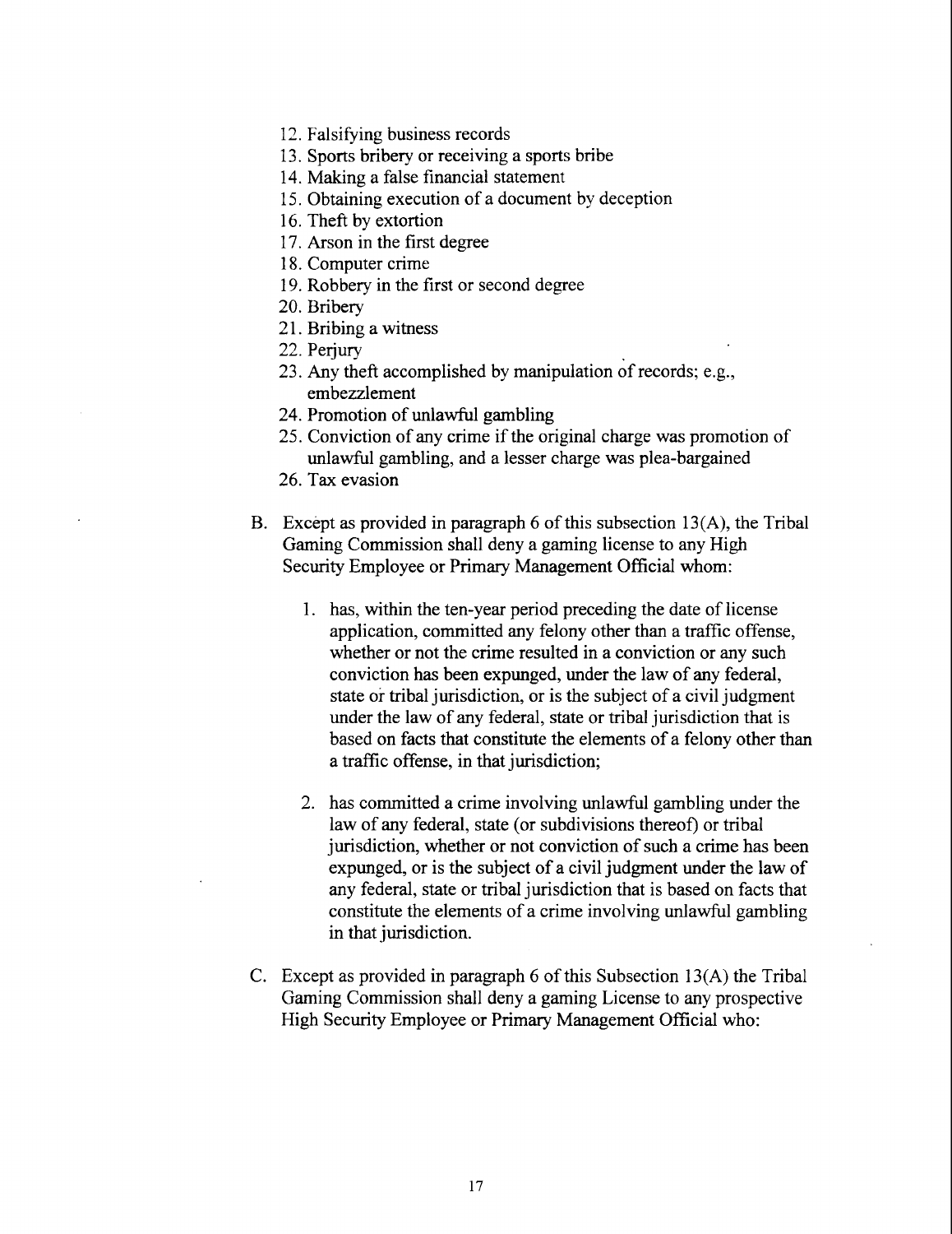12. Falsifying business records
13. Sports bribery or receiving a sports bribe
14. Making a false financial statement
15. Obtaining execution of a document by deception
16. Theft by extortion
17. Arson in the first degree
18. Computer crime
19. Robbery in the first or second degree
20. Bribery
21. Bribing a witness
22. Perjury
23. Any theft accomplished by manipulation of records; e.g., embezzlement
24. Promotion of unlawful gambling
25. Conviction of any crime if the original charge was promotion of unlawful gambling, and a lesser charge was plea-bargained
26. Tax evasion

B. Except as provided in paragraph 6 of this subsection 13(A), the Tribal Gaming Commission shall deny a gaming license to any High Security Employee or Primary Management Official whom:

1. has, within the ten-year period preceding the date of license application, committed any felony other than a traffic offense, whether or not the crime resulted in a conviction or any such conviction has been expunged, under the law of any federal, state or tribal jurisdiction, or is the subject of a civil judgment under the law of any federal, state or tribal jurisdiction that is based on facts that constitute the elements of a felony other than a traffic offense, in that jurisdiction;

2. has committed a crime involving unlawful gambling under the law of any federal, state (or subdivisions thereof) or tribal jurisdiction, whether or not conviction of such a crime has been expunged, or is the subject of a civil judgment under the law of any federal, state or tribal jurisdiction that is based on facts that constitute the elements of a crime involving unlawful gambling in that jurisdiction.

C. Except as provided in paragraph 6 of this Subsection 13(A) the Tribal Gaming Commission shall deny a gaming License to any prospective High Security Employee or Primary Management Official who: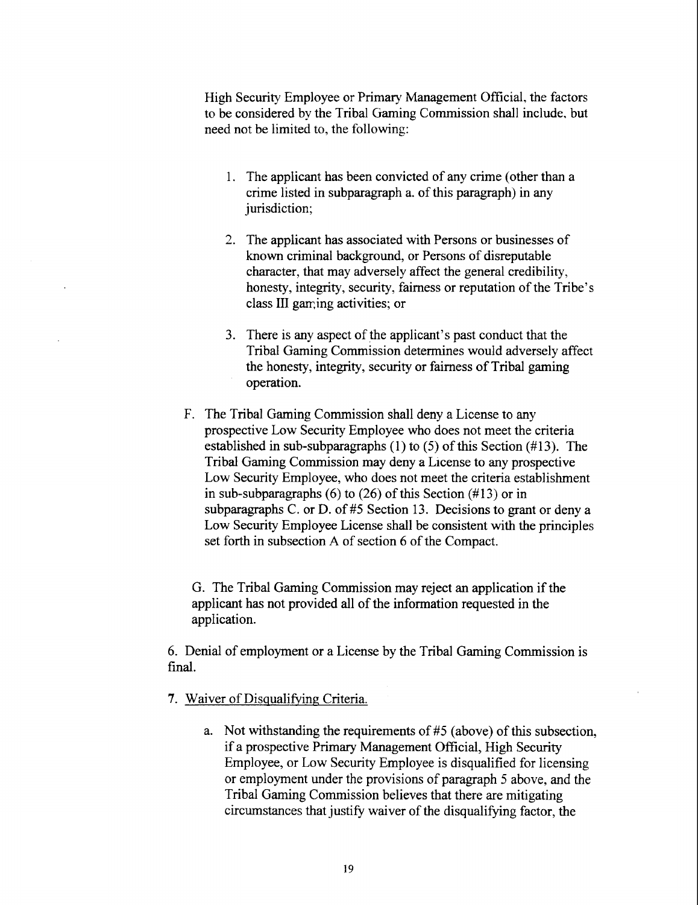High Security Employee or Primary Management Official, the factors to be considered by the Tribal Gaming Commission shall include, but need not be limited to, the following:

1. The applicant has been convicted of any crime (other than a crime listed in subparagraph a. of this paragraph) in any jurisdiction;

2. The applicant has associated with Persons or businesses of known criminal background, or Persons of disreputable character, that may adversely affect the general credibility, honesty, integrity, security, fairness or reputation of the Tribe's class III gaming activities; or

3. There is any aspect of the applicant's past conduct that the Tribal Gaming Commission determines would adversely affect the honesty, integrity, security or fairness of Tribal gaming operation.

F. The Tribal Gaming Commission shall deny a License to any prospective Low Security Employee who does not meet the criteria established in sub-subparagraphs (1) to (5) of this Section (#13). The Tribal Gaming Commission may deny a License to any prospective Low Security Employee, who does not meet the criteria establishment in sub-subparagraphs (6) to (26) of this Section (#13) or in subparagraphs C. or D. of #5 Section 13. Decisions to grant or deny a Low Security Employee License shall be consistent with the principles set forth in subsection A of section 6 of the Compact.

G. The Tribal Gaming Commission may reject an application if the applicant has not provided all of the information requested in the application.

6. Denial of employment or a License by the Tribal Gaming Commission is final.

7. Waiver of Disqualifying Criteria.

a. Not withstanding the requirements of #5 (above) of this subsection, if a prospective Primary Management Official, High Security Employee, or Low Security Employee is disqualified for licensing or employment under the provisions of paragraph 5 above, and the Tribal Gaming Commission believes that there are mitigating circumstances that justify waiver of the disqualifying factor, the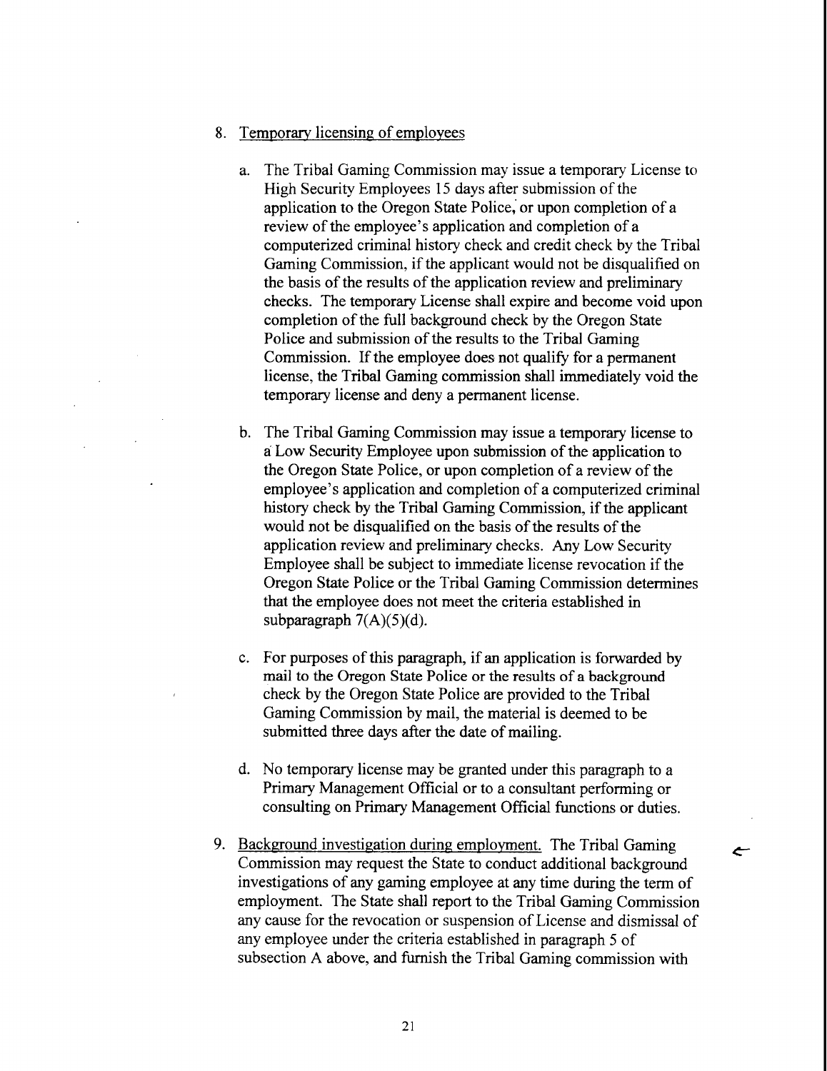8. <u>Temporary licensing of employees</u>

   a. The Tribal Gaming Commission may issue a temporary License to High Security Employees 15 days after submission of the application to the Oregon State Police, or upon completion of a review of the employee's application and completion of a computerized criminal history check and credit check by the Tribal Gaming Commission, if the applicant would not be disqualified on the basis of the results of the application review and preliminary checks. The temporary License shall expire and become void upon completion of the full background check by the Oregon State Police and submission of the results to the Tribal Gaming Commission. If the employee does not qualify for a permanent license, the Tribal Gaming commission shall immediately void the temporary license and deny a permanent license.

   b. The Tribal Gaming Commission may issue a temporary license to a Low Security Employee upon submission of the application to the Oregon State Police, or upon completion of a review of the employee's application and completion of a computerized criminal history check by the Tribal Gaming Commission, if the applicant would not be disqualified on the basis of the results of the application review and preliminary checks. Any Low Security Employee shall be subject to immediate license revocation if the Oregon State Police or the Tribal Gaming Commission determines that the employee does not meet the criteria established in subparagraph 7(A)(5)(d).

   c. For purposes of this paragraph, if an application is forwarded by mail to the Oregon State Police or the results of a background check by the Oregon State Police are provided to the Tribal Gaming Commission by mail, the material is deemed to be submitted three days after the date of mailing.

   d. No temporary license may be granted under this paragraph to a Primary Management Official or to a consultant performing or consulting on Primary Management Official functions or duties.

9. <u>Background investigation during employment.</u> The Tribal Gaming Commission may request the State to conduct additional background investigations of any gaming employee at any time during the term of employment. The State shall report to the Tribal Gaming Commission any cause for the revocation or suspension of License and dismissal of any employee under the criteria established in paragraph 5 of subsection A above, and furnish the Tribal Gaming commission with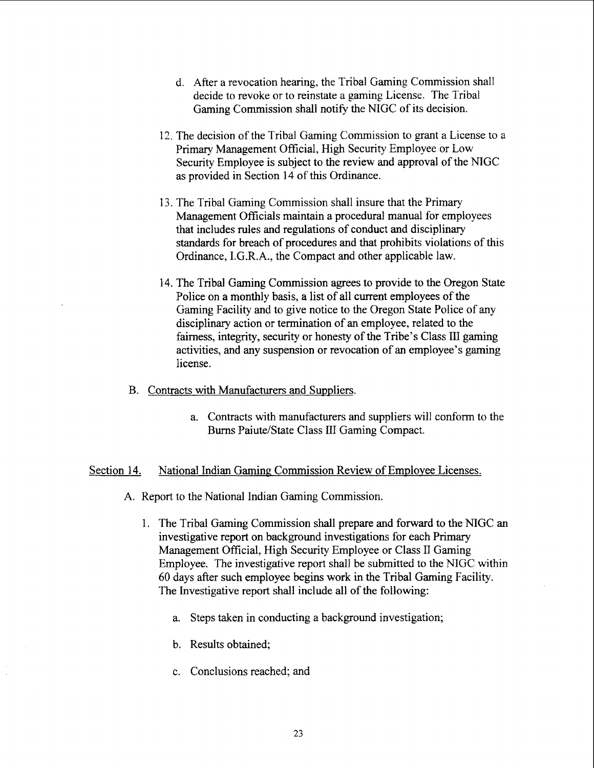d. After a revocation hearing, the Tribal Gaming Commission shall decide to revoke or to reinstate a gaming License. The Tribal Gaming Commission shall notify the NIGC of its decision.

12. The decision of the Tribal Gaming Commission to grant a License to a Primary Management Official, High Security Employee or Low Security Employee is subject to the review and approval of the NIGC as provided in Section 14 of this Ordinance.

13. The Tribal Gaming Commission shall insure that the Primary Management Officials maintain a procedural manual for employees that includes rules and regulations of conduct and disciplinary standards for breach of procedures and that prohibits violations of this Ordinance, I.G.R.A., the Compact and other applicable law.

14. The Tribal Gaming Commission agrees to provide to the Oregon State Police on a monthly basis, a list of all current employees of the Gaming Facility and to give notice to the Oregon State Police of any disciplinary action or termination of an employee, related to the fairness, integrity, security or honesty of the Tribe's Class III gaming activities, and any suspension or revocation of an employee's gaming license.

B. <u>Contracts with Manufacturers and Suppliers</u>.

a. Contracts with manufacturers and suppliers will conform to the Burns Paiute/State Class III Gaming Compact.

## <u>Section 14.</u> <u>National Indian Gaming Commission Review of Employee Licenses.</u>

A. Report to the National Indian Gaming Commission.

1. The Tribal Gaming Commission shall prepare and forward to the NIGC an investigative report on background investigations for each Primary Management Official, High Security Employee or Class II Gaming Employee. The investigative report shall be submitted to the NIGC within 60 days after such employee begins work in the Tribal Gaming Facility. The Investigative report shall include all of the following:

   a. Steps taken in conducting a background investigation;

   b. Results obtained;

   c. Conclusions reached; and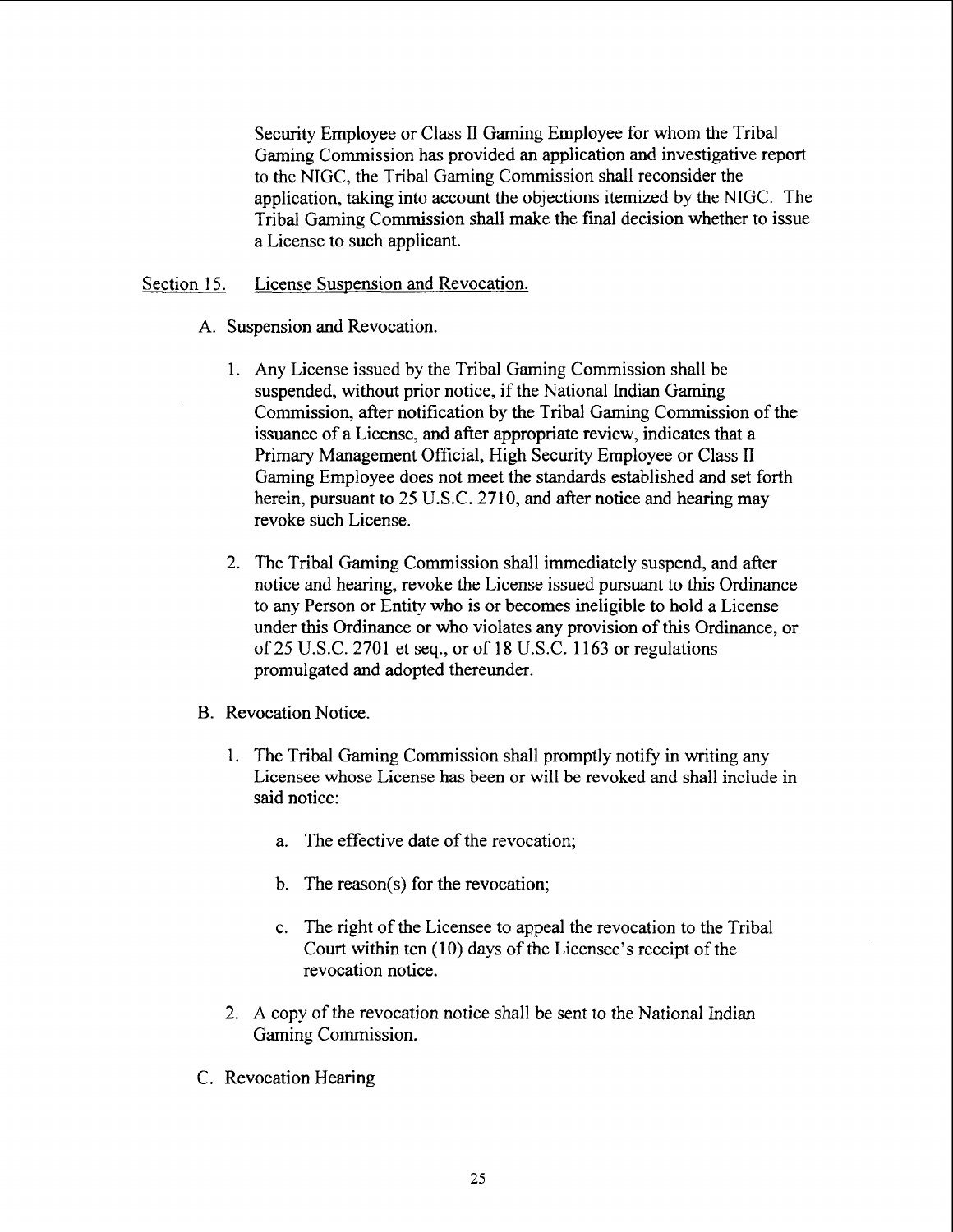Security Employee or Class II Gaming Employee for whom the Tribal Gaming Commission has provided an application and investigative report to the NIGC, the Tribal Gaming Commission shall reconsider the application, taking into account the objections itemized by the NIGC. The Tribal Gaming Commission shall make the final decision whether to issue a License to such applicant.

## Section 15. License Suspension and Revocation.

A. Suspension and Revocation.

1. Any License issued by the Tribal Gaming Commission shall be suspended, without prior notice, if the National Indian Gaming Commission, after notification by the Tribal Gaming Commission of the issuance of a License, and after appropriate review, indicates that a Primary Management Official, High Security Employee or Class II Gaming Employee does not meet the standards established and set forth herein, pursuant to 25 U.S.C. 2710, and after notice and hearing may revoke such License.

2. The Tribal Gaming Commission shall immediately suspend, and after notice and hearing, revoke the License issued pursuant to this Ordinance to any Person or Entity who is or becomes ineligible to hold a License under this Ordinance or who violates any provision of this Ordinance, or of 25 U.S.C. 2701 et seq., or of 18 U.S.C. 1163 or regulations promulgated and adopted thereunder.

B. Revocation Notice.

1. The Tribal Gaming Commission shall promptly notify in writing any Licensee whose License has been or will be revoked and shall include in said notice:

   a. The effective date of the revocation;

   b. The reason(s) for the revocation;

   c. The right of the Licensee to appeal the revocation to the Tribal Court within ten (10) days of the Licensee's receipt of the revocation notice.

2. A copy of the revocation notice shall be sent to the National Indian Gaming Commission.

C. Revocation Hearing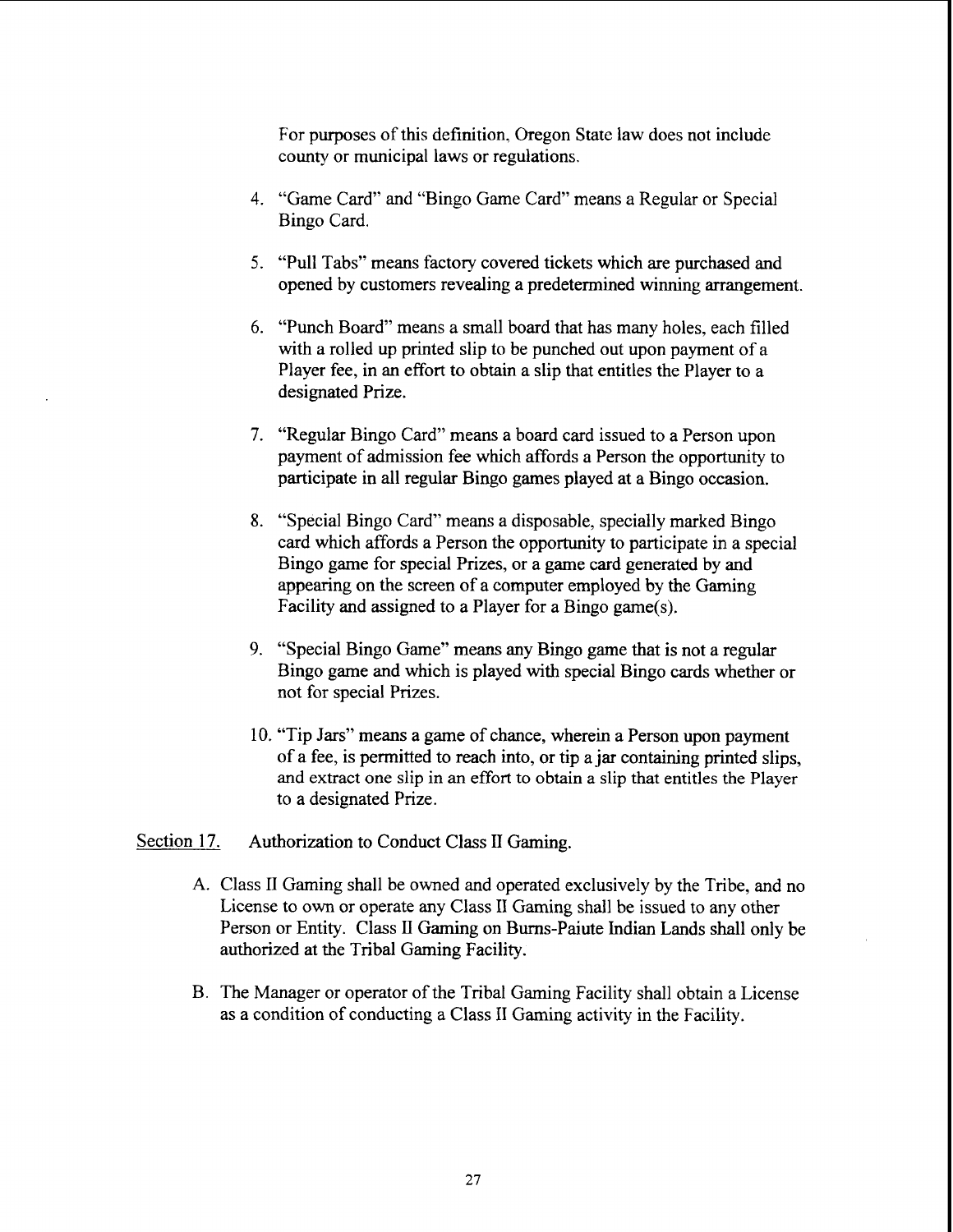For purposes of this definition, Oregon State law does not include county or municipal laws or regulations.

4. "Game Card" and "Bingo Game Card" means a Regular or Special Bingo Card.

5. "Pull Tabs" means factory covered tickets which are purchased and opened by customers revealing a predetermined winning arrangement.

6. "Punch Board" means a small board that has many holes, each filled with a rolled up printed slip to be punched out upon payment of a Player fee, in an effort to obtain a slip that entitles the Player to a designated Prize.

7. "Regular Bingo Card" means a board card issued to a Person upon payment of admission fee which affords a Person the opportunity to participate in all regular Bingo games played at a Bingo occasion.

8. "Special Bingo Card" means a disposable, specially marked Bingo card which affords a Person the opportunity to participate in a special Bingo game for special Prizes, or a game card generated by and appearing on the screen of a computer employed by the Gaming Facility and assigned to a Player for a Bingo game(s).

9. "Special Bingo Game" means any Bingo game that is not a regular Bingo game and which is played with special Bingo cards whether or not for special Prizes.

10. "Tip Jars" means a game of chance, wherein a Person upon payment of a fee, is permitted to reach into, or tip a jar containing printed slips, and extract one slip in an effort to obtain a slip that entitles the Player to a designated Prize.

Section 17. Authorization to Conduct Class II Gaming.

A. Class II Gaming shall be owned and operated exclusively by the Tribe, and no License to own or operate any Class II Gaming shall be issued to any other Person or Entity. Class II Gaming on Burns-Paiute Indian Lands shall only be authorized at the Tribal Gaming Facility.

B. The Manager or operator of the Tribal Gaming Facility shall obtain a License as a condition of conducting a Class II Gaming activity in the Facility.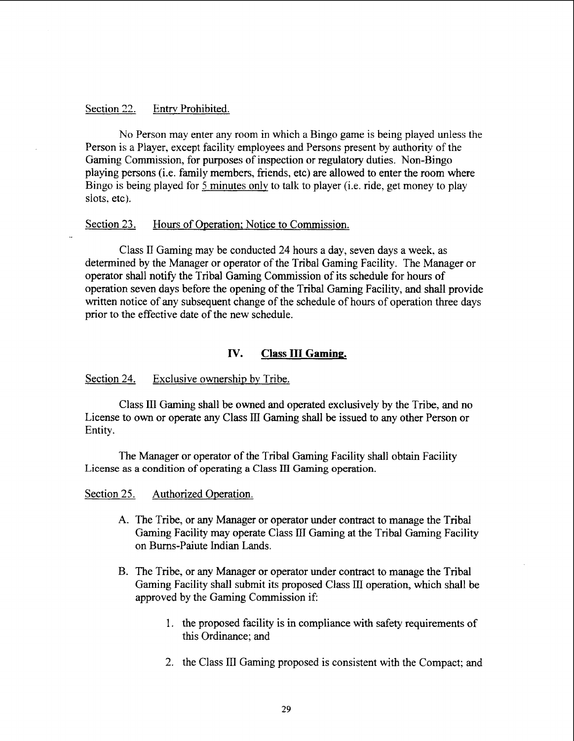Section 22. Entry Prohibited.

No Person may enter any room in which a Bingo game is being played unless the Person is a Player, except facility employees and Persons present by authority of the Gaming Commission, for purposes of inspection or regulatory duties. Non-Bingo playing persons (i.e. family members, friends, etc) are allowed to enter the room where Bingo is being played for 5 minutes only to talk to player (i.e. ride, get money to play slots, etc).

Section 23. Hours of Operation; Notice to Commission.

Class II Gaming may be conducted 24 hours a day, seven days a week, as determined by the Manager or operator of the Tribal Gaming Facility. The Manager or operator shall notify the Tribal Gaming Commission of its schedule for hours of operation seven days before the opening of the Tribal Gaming Facility, and shall provide written notice of any subsequent change of the schedule of hours of operation three days prior to the effective date of the new schedule.

## IV. Class III Gaming.

Section 24. Exclusive ownership by Tribe.

Class III Gaming shall be owned and operated exclusively by the Tribe, and no License to own or operate any Class III Gaming shall be issued to any other Person or Entity.

The Manager or operator of the Tribal Gaming Facility shall obtain Facility License as a condition of operating a Class III Gaming operation.

Section 25. Authorized Operation.

A. The Tribe, or any Manager or operator under contract to manage the Tribal Gaming Facility may operate Class III Gaming at the Tribal Gaming Facility on Burns-Paiute Indian Lands.

B. The Tribe, or any Manager or operator under contract to manage the Tribal Gaming Facility shall submit its proposed Class III operation, which shall be approved by the Gaming Commission if:

   1. the proposed facility is in compliance with safety requirements of this Ordinance; and

   2. the Class III Gaming proposed is consistent with the Compact; and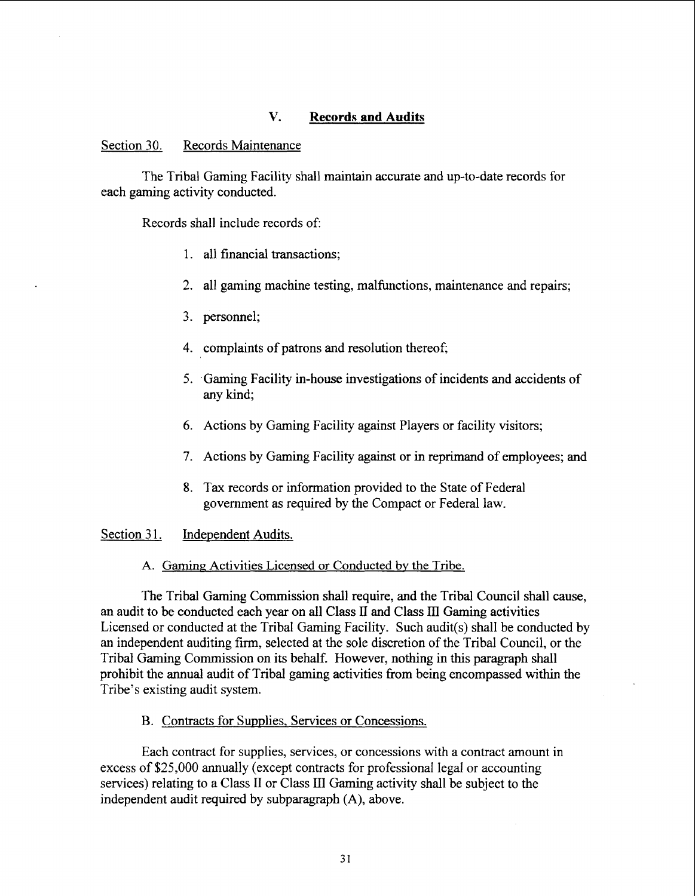## V. Records and Audits

Section 30. Records Maintenance

The Tribal Gaming Facility shall maintain accurate and up-to-date records for each gaming activity conducted.

Records shall include records of:

1. all financial transactions;
2. all gaming machine testing, malfunctions, maintenance and repairs;
3. personnel;
4. complaints of patrons and resolution thereof;
5. Gaming Facility in-house investigations of incidents and accidents of any kind;
6. Actions by Gaming Facility against Players or facility visitors;
7. Actions by Gaming Facility against or in reprimand of employees; and
8. Tax records or information provided to the State of Federal government as required by the Compact or Federal law.

Section 31. Independent Audits.

A. Gaming Activities Licensed or Conducted by the Tribe.

The Tribal Gaming Commission shall require, and the Tribal Council shall cause, an audit to be conducted each year on all Class II and Class III Gaming activities Licensed or conducted at the Tribal Gaming Facility. Such audit(s) shall be conducted by an independent auditing firm, selected at the sole discretion of the Tribal Council, or the Tribal Gaming Commission on its behalf. However, nothing in this paragraph shall prohibit the annual audit of Tribal gaming activities from being encompassed within the Tribe's existing audit system.

B. Contracts for Supplies, Services or Concessions.

Each contract for supplies, services, or concessions with a contract amount in excess of $25,000 annually (except contracts for professional legal or accounting services) relating to a Class II or Class III Gaming activity shall be subject to the independent audit required by subparagraph (A), above.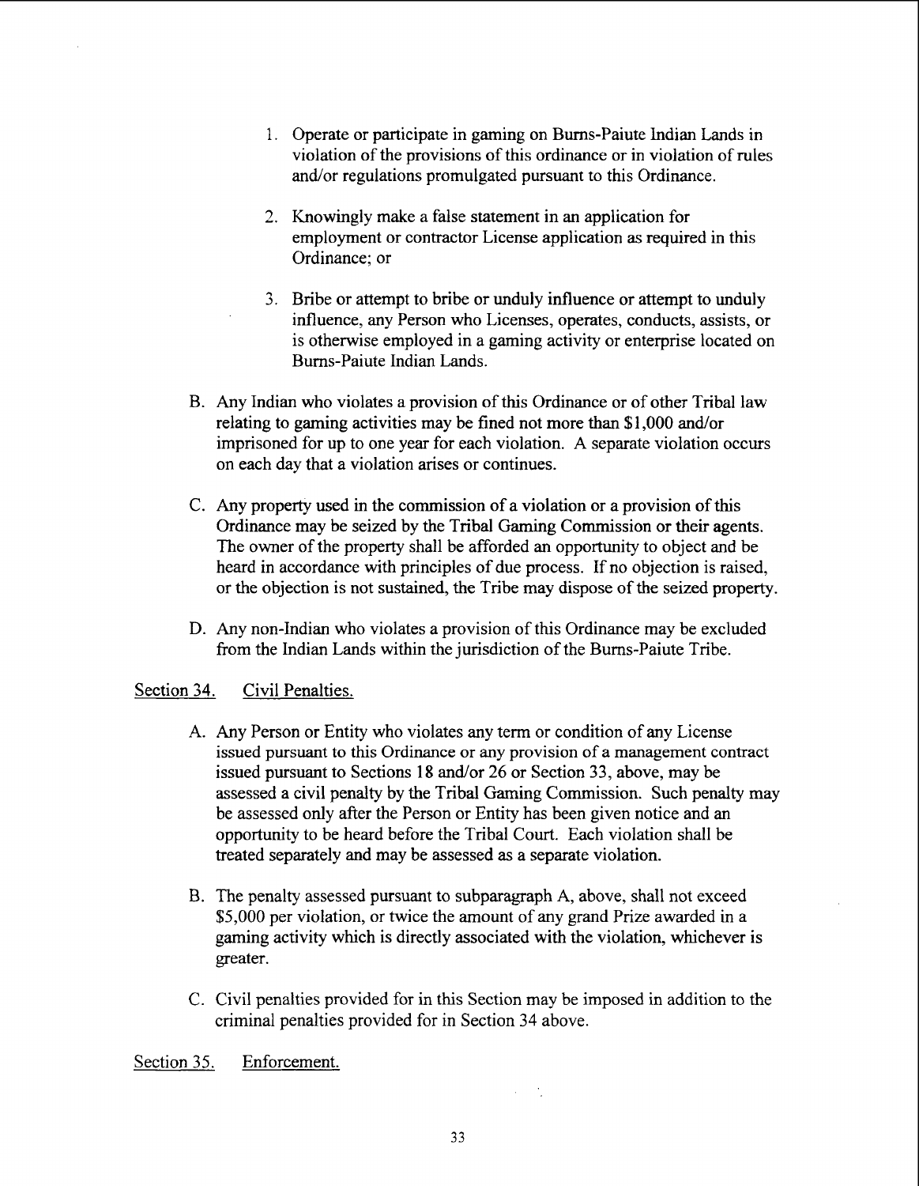1. Operate or participate in gaming on Burns-Paiute Indian Lands in violation of the provisions of this ordinance or in violation of rules and/or regulations promulgated pursuant to this Ordinance.

2. Knowingly make a false statement in an application for employment or contractor License application as required in this Ordinance; or

3. Bribe or attempt to bribe or unduly influence or attempt to unduly influence, any Person who Licenses, operates, conducts, assists, or is otherwise employed in a gaming activity or enterprise located on Burns-Paiute Indian Lands.

B. Any Indian who violates a provision of this Ordinance or of other Tribal law relating to gaming activities may be fined not more than $1,000 and/or imprisoned for up to one year for each violation. A separate violation occurs on each day that a violation arises or continues.

C. Any property used in the commission of a violation or a provision of this Ordinance may be seized by the Tribal Gaming Commission or their agents. The owner of the property shall be afforded an opportunity to object and be heard in accordance with principles of due process. If no objection is raised, or the objection is not sustained, the Tribe may dispose of the seized property.

D. Any non-Indian who violates a provision of this Ordinance may be excluded from the Indian Lands within the jurisdiction of the Burns-Paiute Tribe.

Section 34. Civil Penalties.

A. Any Person or Entity who violates any term or condition of any License issued pursuant to this Ordinance or any provision of a management contract issued pursuant to Sections 18 and/or 26 or Section 33, above, may be assessed a civil penalty by the Tribal Gaming Commission. Such penalty may be assessed only after the Person or Entity has been given notice and an opportunity to be heard before the Tribal Court. Each violation shall be treated separately and may be assessed as a separate violation.

B. The penalty assessed pursuant to subparagraph A, above, shall not exceed $5,000 per violation, or twice the amount of any grand Prize awarded in a gaming activity which is directly associated with the violation, whichever is greater.

C. Civil penalties provided for in this Section may be imposed in addition to the criminal penalties provided for in Section 34 above.

Section 35. Enforcement.